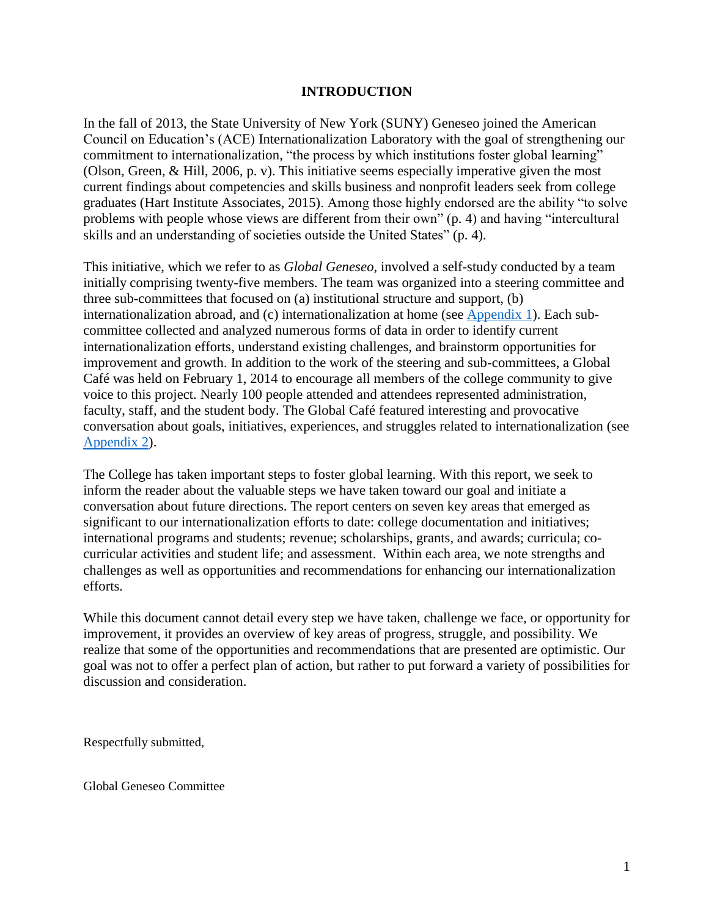# INTRODUCTION

In the fall of 2013, the State University of New York (SUNY) Geneseo joined the American Council on Education's (ACE) Internationalization Laboratory with the goal of strengthening our commitment to internationalization, "the process by which institutions foster global learning" (Olson, Green, & Hill, 2006, p. v). This initiative seems especially imperative given the most current findings about competencies and skills business and nonprofit leaders seek from college graduates (Hart Institute Associates, 2015). Among those highly endorsed are the ability "to solve problems with people whose views are different from their own" (p. 4) and having "intercultural skills and an understanding of societies outside the United States" (p. 4).

This initiative, which we refer to as *Global Geneseo*, involved a self-study conducted by a team initially comprising twenty-five members. The team was organized into a steering committee and three sub-committees that focused on (a) institutional structure and support, (b) internationalization abroad, and (c) internationalization at home (see Appendix 1). Each sub-committee collected and analyzed numerous forms of data in order to identify current internationalization efforts, understand existing challenges, and brainstorm opportunities for improvement and growth. In addition to the work of the steering and sub-committees, a Global Café was held on February 1, 2014 to encourage all members of the college community to give voice to this project. Nearly 100 people attended and attendees represented administration, faculty, staff, and the student body. The Global Café featured interesting and provocative conversation about goals, initiatives, experiences, and struggles related to internationalization (see Appendix 2).

The College has taken important steps to foster global learning. With this report, we seek to inform the reader about the valuable steps we have taken toward our goal and initiate a conversation about future directions. The report centers on seven key areas that emerged as significant to our internationalization efforts to date: college documentation and initiatives; international programs and students; revenue; scholarships, grants, and awards; curricula; co-curricular activities and student life; and assessment. Within each area, we note strengths and challenges as well as opportunities and recommendations for enhancing our internationalization efforts.

While this document cannot detail every step we have taken, challenge we face, or opportunity for improvement, it provides an overview of key areas of progress, struggle, and possibility. We realize that some of the opportunities and recommendations that are presented are optimistic. Our goal was not to offer a perfect plan of action, but rather to put forward a variety of possibilities for discussion and consideration.

Respectfully submitted,

Global Geneseo Committee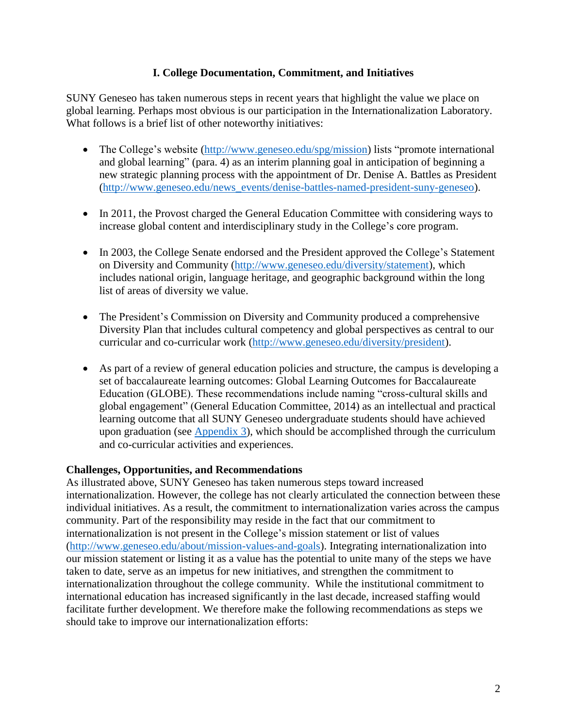## I. College Documentation, Commitment, and Initiatives

SUNY Geneseo has taken numerous steps in recent years that highlight the value we place on global learning. Perhaps most obvious is our participation in the Internationalization Laboratory. What follows is a brief list of other noteworthy initiatives:

- The College's website (http://www.geneseo.edu/spg/mission) lists "promote international and global learning" (para. 4) as an interim planning goal in anticipation of beginning a new strategic planning process with the appointment of Dr. Denise A. Battles as President (http://www.geneseo.edu/news_events/denise-battles-named-president-suny-geneseo).

- In 2011, the Provost charged the General Education Committee with considering ways to increase global content and interdisciplinary study in the College's core program.

- In 2003, the College Senate endorsed and the President approved the College's Statement on Diversity and Community (http://www.geneseo.edu/diversity/statement), which includes national origin, language heritage, and geographic background within the long list of areas of diversity we value.

- The President's Commission on Diversity and Community produced a comprehensive Diversity Plan that includes cultural competency and global perspectives as central to our curricular and co-curricular work (http://www.geneseo.edu/diversity/president).

- As part of a review of general education policies and structure, the campus is developing a set of baccalaureate learning outcomes: Global Learning Outcomes for Baccalaureate Education (GLOBE). These recommendations include naming "cross-cultural skills and global engagement" (General Education Committee, 2014) as an intellectual and practical learning outcome that all SUNY Geneseo undergraduate students should have achieved upon graduation (see Appendix 3), which should be accomplished through the curriculum and co-curricular activities and experiences.

**Challenges, Opportunities, and Recommendations**

As illustrated above, SUNY Geneseo has taken numerous steps toward increased internationalization. However, the college has not clearly articulated the connection between these individual initiatives. As a result, the commitment to internationalization varies across the campus community. Part of the responsibility may reside in the fact that our commitment to internationalization is not present in the College's mission statement or list of values (http://www.geneseo.edu/about/mission-values-and-goals). Integrating internationalization into our mission statement or listing it as a value has the potential to unite many of the steps we have taken to date, serve as an impetus for new initiatives, and strengthen the commitment to internationalization throughout the college community. While the institutional commitment to international education has increased significantly in the last decade, increased staffing would facilitate further development. We therefore make the following recommendations as steps we should take to improve our internationalization efforts: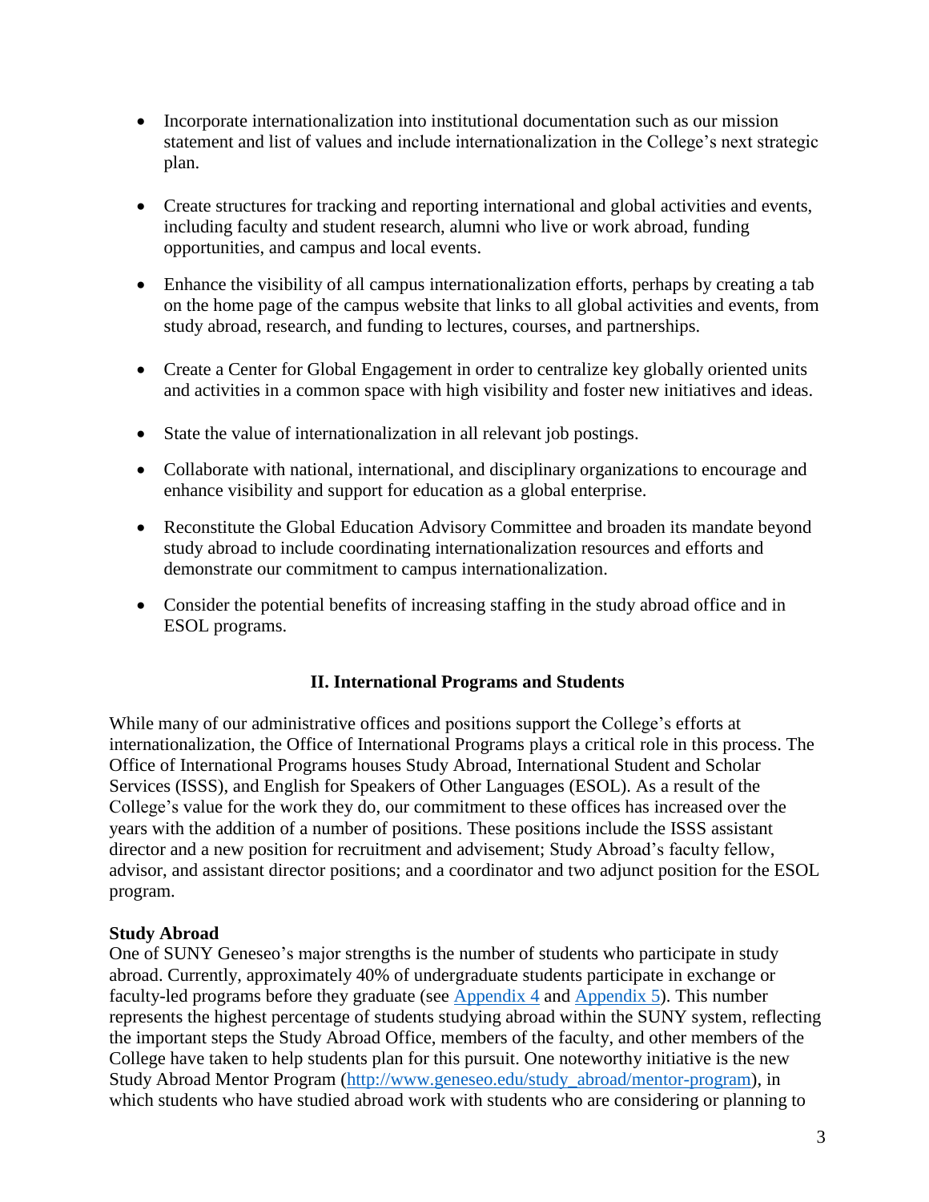- Incorporate internationalization into institutional documentation such as our mission statement and list of values and include internationalization in the College's next strategic plan.

- Create structures for tracking and reporting international and global activities and events, including faculty and student research, alumni who live or work abroad, funding opportunities, and campus and local events.

- Enhance the visibility of all campus internationalization efforts, perhaps by creating a tab on the home page of the campus website that links to all global activities and events, from study abroad, research, and funding to lectures, courses, and partnerships.

- Create a Center for Global Engagement in order to centralize key globally oriented units and activities in a common space with high visibility and foster new initiatives and ideas.

- State the value of internationalization in all relevant job postings.

- Collaborate with national, international, and disciplinary organizations to encourage and enhance visibility and support for education as a global enterprise.

- Reconstitute the Global Education Advisory Committee and broaden its mandate beyond study abroad to include coordinating internationalization resources and efforts and demonstrate our commitment to campus internationalization.

- Consider the potential benefits of increasing staffing in the study abroad office and in ESOL programs.

## II. International Programs and Students

While many of our administrative offices and positions support the College's efforts at internationalization, the Office of International Programs plays a critical role in this process. The Office of International Programs houses Study Abroad, International Student and Scholar Services (ISSS), and English for Speakers of Other Languages (ESOL). As a result of the College's value for the work they do, our commitment to these offices has increased over the years with the addition of a number of positions. These positions include the ISSS assistant director and a new position for recruitment and advisement; Study Abroad's faculty fellow, advisor, and assistant director positions; and a coordinator and two adjunct position for the ESOL program.

### Study Abroad

One of SUNY Geneseo's major strengths is the number of students who participate in study abroad. Currently, approximately 40% of undergraduate students participate in exchange or faculty-led programs before they graduate (see [Appendix 4]() and [Appendix 5]()). This number represents the highest percentage of students studying abroad within the SUNY system, reflecting the important steps the Study Abroad Office, members of the faculty, and other members of the College have taken to help students plan for this pursuit. One noteworthy initiative is the new Study Abroad Mentor Program ([http://www.geneseo.edu/study_abroad/mentor-program](http://www.geneseo.edu/study_abroad/mentor-program)), in which students who have studied abroad work with students who are considering or planning to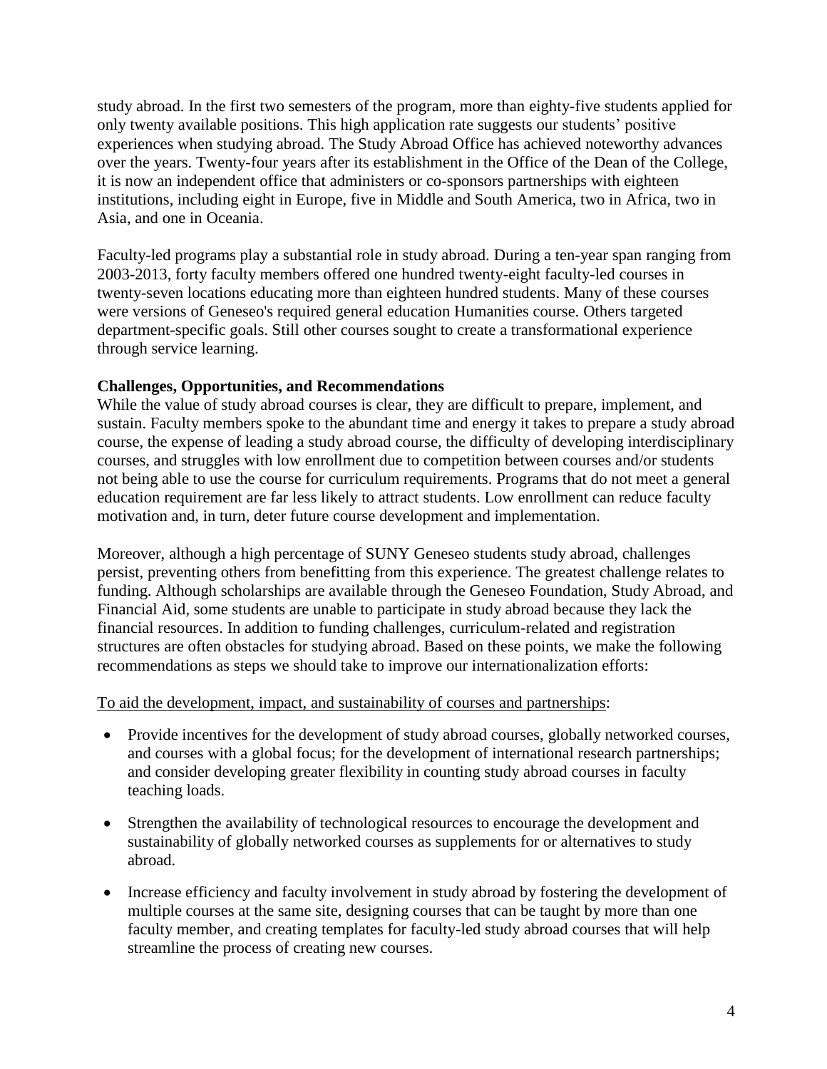study abroad. In the first two semesters of the program, more than eighty-five students applied for only twenty available positions. This high application rate suggests our students' positive experiences when studying abroad. The Study Abroad Office has achieved noteworthy advances over the years. Twenty-four years after its establishment in the Office of the Dean of the College, it is now an independent office that administers or co-sponsors partnerships with eighteen institutions, including eight in Europe, five in Middle and South America, two in Africa, two in Asia, and one in Oceania.

Faculty-led programs play a substantial role in study abroad. During a ten-year span ranging from 2003-2013, forty faculty members offered one hundred twenty-eight faculty-led courses in twenty-seven locations educating more than eighteen hundred students. Many of these courses were versions of Geneseo's required general education Humanities course. Others targeted department-specific goals. Still other courses sought to create a transformational experience through service learning.

**Challenges, Opportunities, and Recommendations**

While the value of study abroad courses is clear, they are difficult to prepare, implement, and sustain. Faculty members spoke to the abundant time and energy it takes to prepare a study abroad course, the expense of leading a study abroad course, the difficulty of developing interdisciplinary courses, and struggles with low enrollment due to competition between courses and/or students not being able to use the course for curriculum requirements. Programs that do not meet a general education requirement are far less likely to attract students. Low enrollment can reduce faculty motivation and, in turn, deter future course development and implementation.

Moreover, although a high percentage of SUNY Geneseo students study abroad, challenges persist, preventing others from benefitting from this experience. The greatest challenge relates to funding. Although scholarships are available through the Geneseo Foundation, Study Abroad, and Financial Aid, some students are unable to participate in study abroad because they lack the financial resources. In addition to funding challenges, curriculum-related and registration structures are often obstacles for studying abroad. Based on these points, we make the following recommendations as steps we should take to improve our internationalization efforts:

<u>To aid the development, impact, and sustainability of courses and partnerships</u>:

- Provide incentives for the development of study abroad courses, globally networked courses, and courses with a global focus; for the development of international research partnerships; and consider developing greater flexibility in counting study abroad courses in faculty teaching loads.
- Strengthen the availability of technological resources to encourage the development and sustainability of globally networked courses as supplements for or alternatives to study abroad.
- Increase efficiency and faculty involvement in study abroad by fostering the development of multiple courses at the same site, designing courses that can be taught by more than one faculty member, and creating templates for faculty-led study abroad courses that will help streamline the process of creating new courses.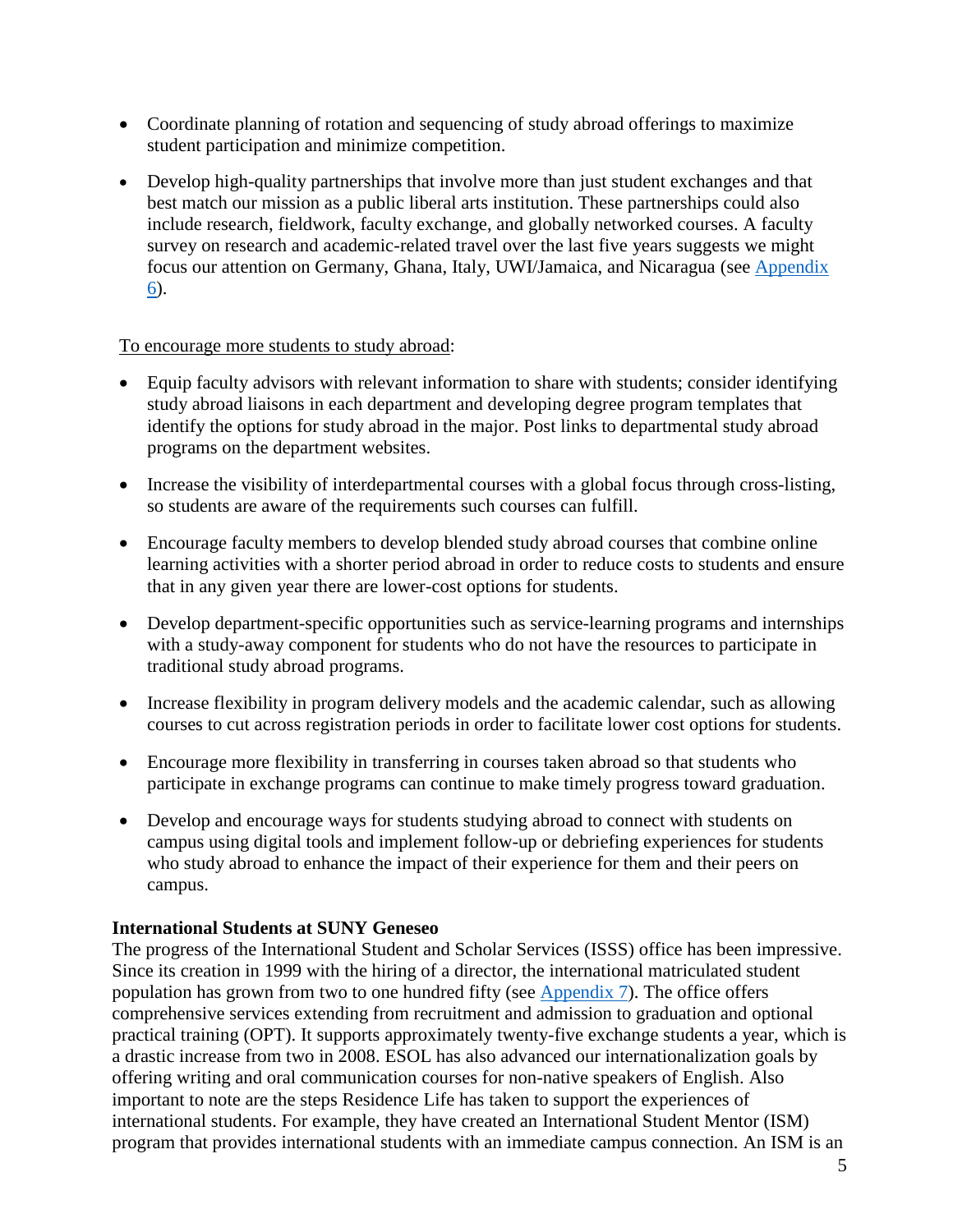- Coordinate planning of rotation and sequencing of study abroad offerings to maximize student participation and minimize competition.
- Develop high-quality partnerships that involve more than just student exchanges and that best match our mission as a public liberal arts institution. These partnerships could also include research, fieldwork, faculty exchange, and globally networked courses. A faculty survey on research and academic-related travel over the last five years suggests we might focus our attention on Germany, Ghana, Italy, UWI/Jamaica, and Nicaragua (see Appendix 6).

<u>To encourage more students to study abroad</u>:

- Equip faculty advisors with relevant information to share with students; consider identifying study abroad liaisons in each department and developing degree program templates that identify the options for study abroad in the major. Post links to departmental study abroad programs on the department websites.
- Increase the visibility of interdepartmental courses with a global focus through cross-listing, so students are aware of the requirements such courses can fulfill.
- Encourage faculty members to develop blended study abroad courses that combine online learning activities with a shorter period abroad in order to reduce costs to students and ensure that in any given year there are lower-cost options for students.
- Develop department-specific opportunities such as service-learning programs and internships with a study-away component for students who do not have the resources to participate in traditional study abroad programs.
- Increase flexibility in program delivery models and the academic calendar, such as allowing courses to cut across registration periods in order to facilitate lower cost options for students.
- Encourage more flexibility in transferring in courses taken abroad so that students who participate in exchange programs can continue to make timely progress toward graduation.
- Develop and encourage ways for students studying abroad to connect with students on campus using digital tools and implement follow-up or debriefing experiences for students who study abroad to enhance the impact of their experience for them and their peers on campus.

**International Students at SUNY Geneseo**

The progress of the International Student and Scholar Services (ISSS) office has been impressive. Since its creation in 1999 with the hiring of a director, the international matriculated student population has grown from two to one hundred fifty (see Appendix 7). The office offers comprehensive services extending from recruitment and admission to graduation and optional practical training (OPT). It supports approximately twenty-five exchange students a year, which is a drastic increase from two in 2008. ESOL has also advanced our internationalization goals by offering writing and oral communication courses for non-native speakers of English. Also important to note are the steps Residence Life has taken to support the experiences of international students. For example, they have created an International Student Mentor (ISM) program that provides international students with an immediate campus connection. An ISM is an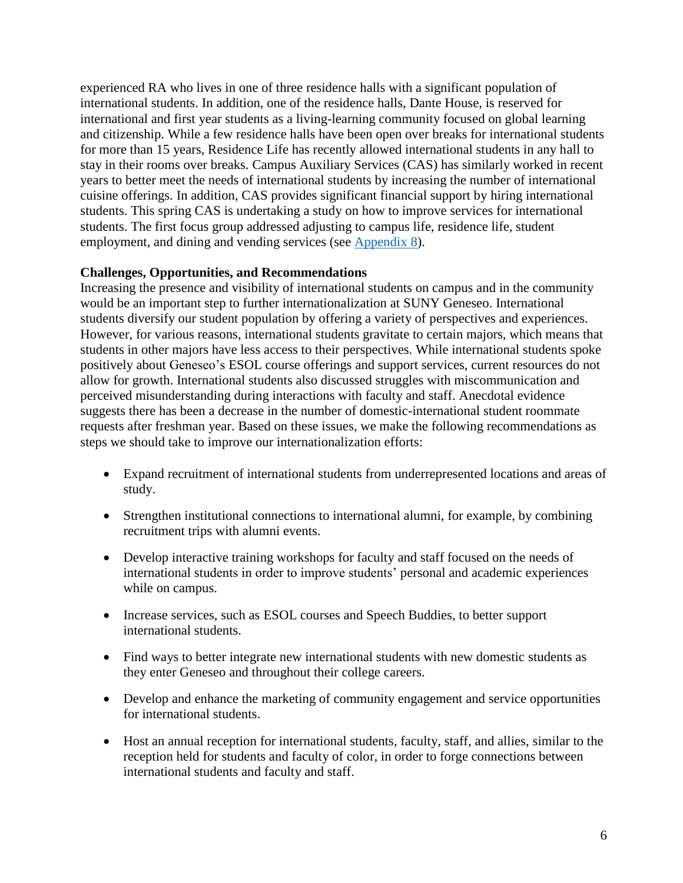experienced RA who lives in one of three residence halls with a significant population of international students. In addition, one of the residence halls, Dante House, is reserved for international and first year students as a living-learning community focused on global learning and citizenship. While a few residence halls have been open over breaks for international students for more than 15 years, Residence Life has recently allowed international students in any hall to stay in their rooms over breaks. Campus Auxiliary Services (CAS) has similarly worked in recent years to better meet the needs of international students by increasing the number of international cuisine offerings. In addition, CAS provides significant financial support by hiring international students. This spring CAS is undertaking a study on how to improve services for international students. The first focus group addressed adjusting to campus life, residence life, student employment, and dining and vending services (see Appendix 8).

**Challenges, Opportunities, and Recommendations**

Increasing the presence and visibility of international students on campus and in the community would be an important step to further internationalization at SUNY Geneseo. International students diversify our student population by offering a variety of perspectives and experiences. However, for various reasons, international students gravitate to certain majors, which means that students in other majors have less access to their perspectives. While international students spoke positively about Geneseo's ESOL course offerings and support services, current resources do not allow for growth. International students also discussed struggles with miscommunication and perceived misunderstanding during interactions with faculty and staff. Anecdotal evidence suggests there has been a decrease in the number of domestic-international student roommate requests after freshman year. Based on these issues, we make the following recommendations as steps we should take to improve our internationalization efforts:

- Expand recruitment of international students from underrepresented locations and areas of study.
- Strengthen institutional connections to international alumni, for example, by combining recruitment trips with alumni events.
- Develop interactive training workshops for faculty and staff focused on the needs of international students in order to improve students' personal and academic experiences while on campus.
- Increase services, such as ESOL courses and Speech Buddies, to better support international students.
- Find ways to better integrate new international students with new domestic students as they enter Geneseo and throughout their college careers.
- Develop and enhance the marketing of community engagement and service opportunities for international students.
- Host an annual reception for international students, faculty, staff, and allies, similar to the reception held for students and faculty of color, in order to forge connections between international students and faculty and staff.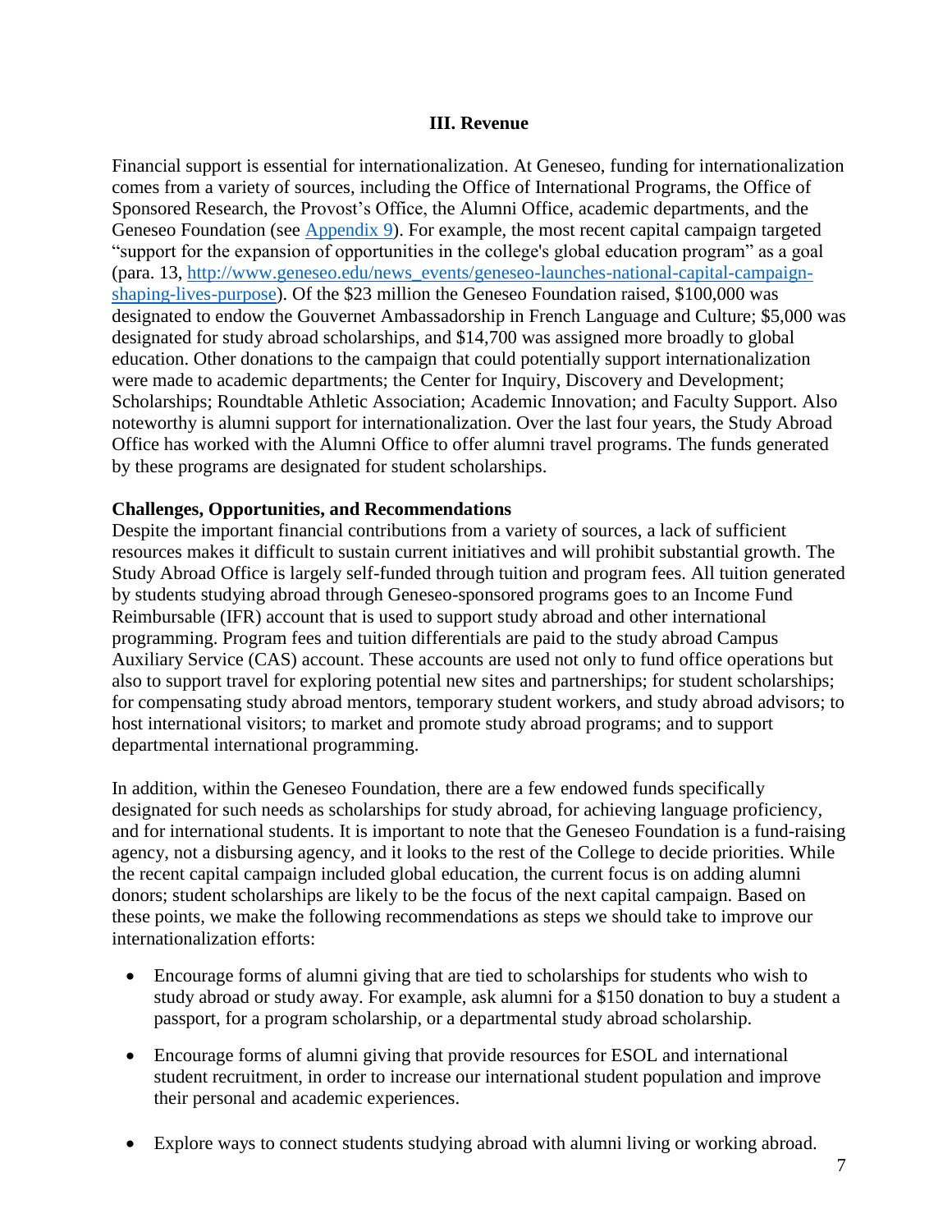## III. Revenue

Financial support is essential for internationalization. At Geneseo, funding for internationalization comes from a variety of sources, including the Office of International Programs, the Office of Sponsored Research, the Provost's Office, the Alumni Office, academic departments, and the Geneseo Foundation (see [Appendix 9](#)). For example, the most recent capital campaign targeted "support for the expansion of opportunities in the college's global education program" as a goal (para. 13, [http://www.geneseo.edu/news_events/geneseo-launches-national-capital-campaign-shaping-lives-purpose](http://www.geneseo.edu/news_events/geneseo-launches-national-capital-campaign-shaping-lives-purpose)). Of the $23 million the Geneseo Foundation raised, $100,000 was designated to endow the Gouvernet Ambassadorship in French Language and Culture; $5,000 was designated for study abroad scholarships, and $14,700 was assigned more broadly to global education. Other donations to the campaign that could potentially support internationalization were made to academic departments; the Center for Inquiry, Discovery and Development; Scholarships; Roundtable Athletic Association; Academic Innovation; and Faculty Support. Also noteworthy is alumni support for internationalization. Over the last four years, the Study Abroad Office has worked with the Alumni Office to offer alumni travel programs. The funds generated by these programs are designated for student scholarships.

**Challenges, Opportunities, and Recommendations**

Despite the important financial contributions from a variety of sources, a lack of sufficient resources makes it difficult to sustain current initiatives and will prohibit substantial growth. The Study Abroad Office is largely self-funded through tuition and program fees. All tuition generated by students studying abroad through Geneseo-sponsored programs goes to an Income Fund Reimbursable (IFR) account that is used to support study abroad and other international programming. Program fees and tuition differentials are paid to the study abroad Campus Auxiliary Service (CAS) account. These accounts are used not only to fund office operations but also to support travel for exploring potential new sites and partnerships; for student scholarships; for compensating study abroad mentors, temporary student workers, and study abroad advisors; to host international visitors; to market and promote study abroad programs; and to support departmental international programming.

In addition, within the Geneseo Foundation, there are a few endowed funds specifically designated for such needs as scholarships for study abroad, for achieving language proficiency, and for international students. It is important to note that the Geneseo Foundation is a fund-raising agency, not a disbursing agency, and it looks to the rest of the College to decide priorities. While the recent capital campaign included global education, the current focus is on adding alumni donors; student scholarships are likely to be the focus of the next capital campaign. Based on these points, we make the following recommendations as steps we should take to improve our internationalization efforts:

- Encourage forms of alumni giving that are tied to scholarships for students who wish to study abroad or study away. For example, ask alumni for a $150 donation to buy a student a passport, for a program scholarship, or a departmental study abroad scholarship.

- Encourage forms of alumni giving that provide resources for ESOL and international student recruitment, in order to increase our international student population and improve their personal and academic experiences.

- Explore ways to connect students studying abroad with alumni living or working abroad.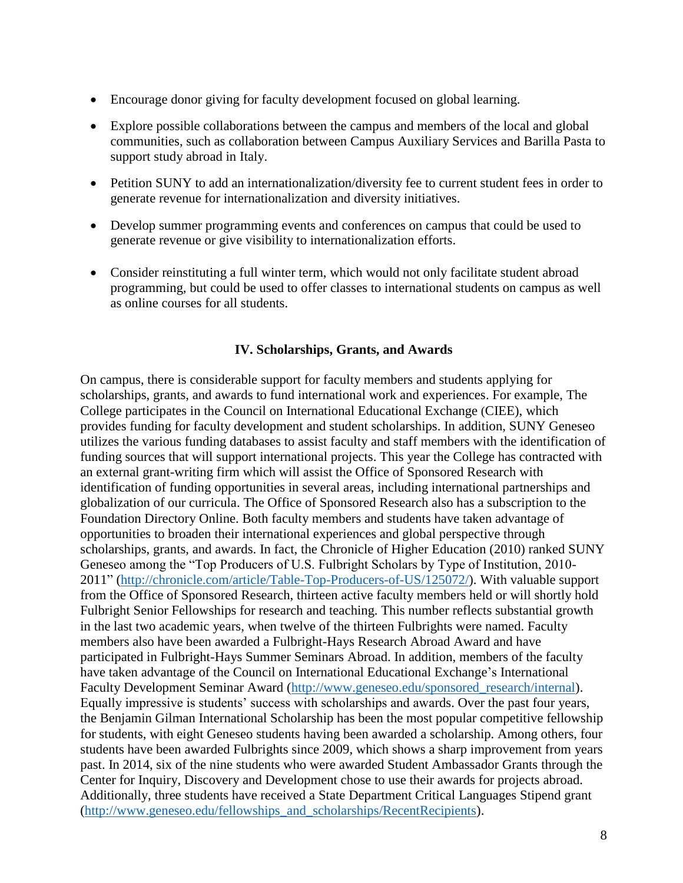- Encourage donor giving for faculty development focused on global learning.
- Explore possible collaborations between the campus and members of the local and global communities, such as collaboration between Campus Auxiliary Services and Barilla Pasta to support study abroad in Italy.
- Petition SUNY to add an internationalization/diversity fee to current student fees in order to generate revenue for internationalization and diversity initiatives.
- Develop summer programming events and conferences on campus that could be used to generate revenue or give visibility to internationalization efforts.
- Consider reinstituting a full winter term, which would not only facilitate student abroad programming, but could be used to offer classes to international students on campus as well as online courses for all students.

## IV. Scholarships, Grants, and Awards

On campus, there is considerable support for faculty members and students applying for scholarships, grants, and awards to fund international work and experiences. For example, The College participates in the Council on International Educational Exchange (CIEE), which provides funding for faculty development and student scholarships. In addition, SUNY Geneseo utilizes the various funding databases to assist faculty and staff members with the identification of funding sources that will support international projects. This year the College has contracted with an external grant-writing firm which will assist the Office of Sponsored Research with identification of funding opportunities in several areas, including international partnerships and globalization of our curricula. The Office of Sponsored Research also has a subscription to the Foundation Directory Online. Both faculty members and students have taken advantage of opportunities to broaden their international experiences and global perspective through scholarships, grants, and awards. In fact, the Chronicle of Higher Education (2010) ranked SUNY Geneseo among the "Top Producers of U.S. Fulbright Scholars by Type of Institution, 2010-2011" (http://chronicle.com/article/Table-Top-Producers-of-US/125072/). With valuable support from the Office of Sponsored Research, thirteen active faculty members held or will shortly hold Fulbright Senior Fellowships for research and teaching. This number reflects substantial growth in the last two academic years, when twelve of the thirteen Fulbrights were named. Faculty members also have been awarded a Fulbright-Hays Research Abroad Award and have participated in Fulbright-Hays Summer Seminars Abroad. In addition, members of the faculty have taken advantage of the Council on International Educational Exchange's International Faculty Development Seminar Award (http://www.geneseo.edu/sponsored_research/internal). Equally impressive is students' success with scholarships and awards. Over the past four years, the Benjamin Gilman International Scholarship has been the most popular competitive fellowship for students, with eight Geneseo students having been awarded a scholarship. Among others, four students have been awarded Fulbrights since 2009, which shows a sharp improvement from years past. In 2014, six of the nine students who were awarded Student Ambassador Grants through the Center for Inquiry, Discovery and Development chose to use their awards for projects abroad. Additionally, three students have received a State Department Critical Languages Stipend grant (http://www.geneseo.edu/fellowships_and_scholarships/RecentRecipients).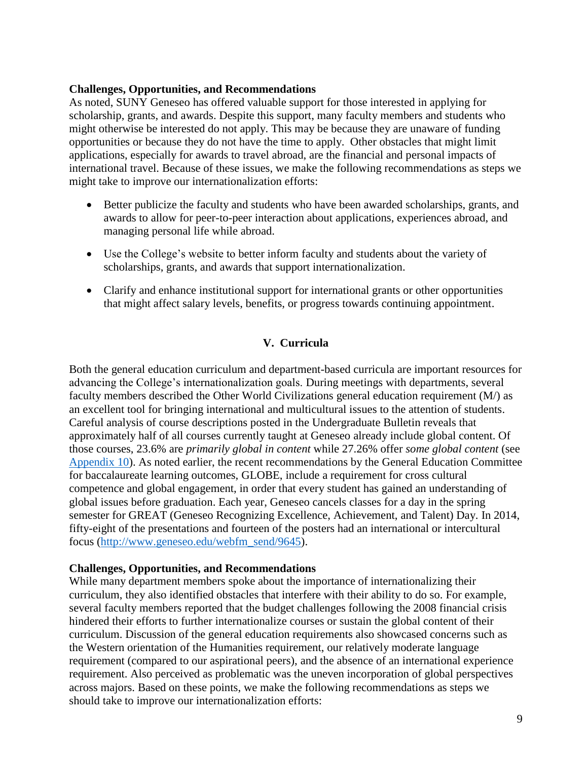**Challenges, Opportunities, and Recommendations**

As noted, SUNY Geneseo has offered valuable support for those interested in applying for scholarship, grants, and awards. Despite this support, many faculty members and students who might otherwise be interested do not apply. This may be because they are unaware of funding opportunities or because they do not have the time to apply. Other obstacles that might limit applications, especially for awards to travel abroad, are the financial and personal impacts of international travel. Because of these issues, we make the following recommendations as steps we might take to improve our internationalization efforts:

- Better publicize the faculty and students who have been awarded scholarships, grants, and awards to allow for peer-to-peer interaction about applications, experiences abroad, and managing personal life while abroad.
- Use the College's website to better inform faculty and students about the variety of scholarships, grants, and awards that support internationalization.
- Clarify and enhance institutional support for international grants or other opportunities that might affect salary levels, benefits, or progress towards continuing appointment.

## V. Curricula

Both the general education curriculum and department-based curricula are important resources for advancing the College's internationalization goals. During meetings with departments, several faculty members described the Other World Civilizations general education requirement (M/) as an excellent tool for bringing international and multicultural issues to the attention of students. Careful analysis of course descriptions posted in the Undergraduate Bulletin reveals that approximately half of all courses currently taught at Geneseo already include global content. Of those courses, 23.6% are *primarily global in content* while 27.26% offer *some global content* (see [Appendix 10](#)). As noted earlier, the recent recommendations by the General Education Committee for baccalaureate learning outcomes, GLOBE, include a requirement for cross cultural competence and global engagement, in order that every student has gained an understanding of global issues before graduation. Each year, Geneseo cancels classes for a day in the spring semester for GREAT (Geneseo Recognizing Excellence, Achievement, and Talent) Day. In 2014, fifty-eight of the presentations and fourteen of the posters had an international or intercultural focus (http://www.geneseo.edu/webfm_send/9645).

**Challenges, Opportunities, and Recommendations**

While many department members spoke about the importance of internationalizing their curriculum, they also identified obstacles that interfere with their ability to do so. For example, several faculty members reported that the budget challenges following the 2008 financial crisis hindered their efforts to further internationalize courses or sustain the global content of their curriculum. Discussion of the general education requirements also showcased concerns such as the Western orientation of the Humanities requirement, our relatively moderate language requirement (compared to our aspirational peers), and the absence of an international experience requirement. Also perceived as problematic was the uneven incorporation of global perspectives across majors. Based on these points, we make the following recommendations as steps we should take to improve our internationalization efforts: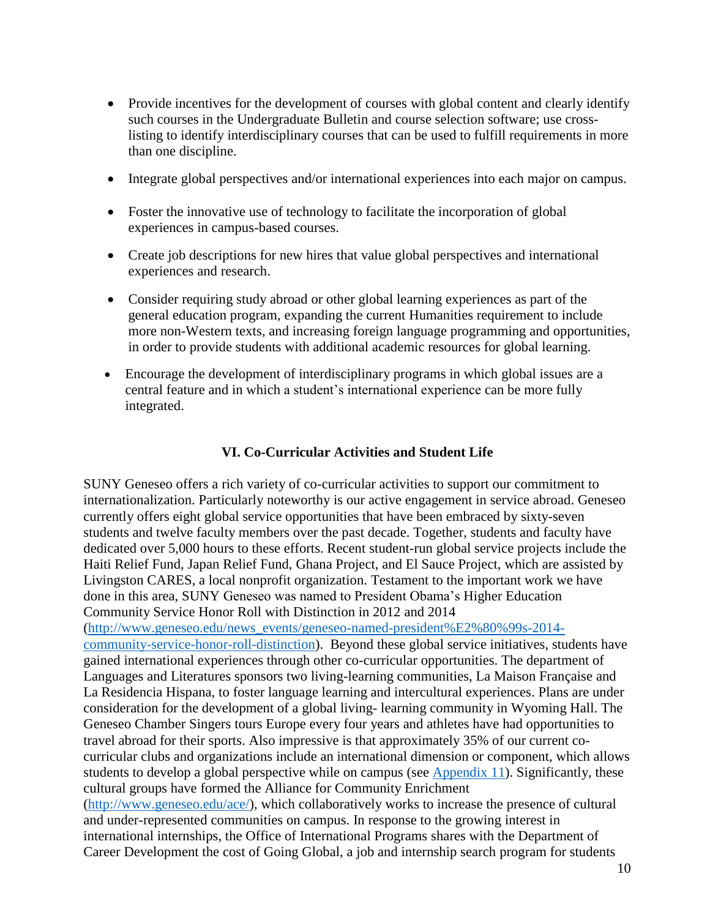- Provide incentives for the development of courses with global content and clearly identify such courses in the Undergraduate Bulletin and course selection software; use cross-listing to identify interdisciplinary courses that can be used to fulfill requirements in more than one discipline.
- Integrate global perspectives and/or international experiences into each major on campus.
- Foster the innovative use of technology to facilitate the incorporation of global experiences in campus-based courses.
- Create job descriptions for new hires that value global perspectives and international experiences and research.
- Consider requiring study abroad or other global learning experiences as part of the general education program, expanding the current Humanities requirement to include more non-Western texts, and increasing foreign language programming and opportunities, in order to provide students with additional academic resources for global learning.
- Encourage the development of interdisciplinary programs in which global issues are a central feature and in which a student's international experience can be more fully integrated.

## VI. Co-Curricular Activities and Student Life

SUNY Geneseo offers a rich variety of co-curricular activities to support our commitment to internationalization. Particularly noteworthy is our active engagement in service abroad. Geneseo currently offers eight global service opportunities that have been embraced by sixty-seven students and twelve faculty members over the past decade. Together, students and faculty have dedicated over 5,000 hours to these efforts. Recent student-run global service projects include the Haiti Relief Fund, Japan Relief Fund, Ghana Project, and El Sauce Project, which are assisted by Livingston CARES, a local nonprofit organization. Testament to the important work we have done in this area, SUNY Geneseo was named to President Obama's Higher Education Community Service Honor Roll with Distinction in 2012 and 2014 ([http://www.geneseo.edu/news_events/geneseo-named-president%E2%80%99s-2014-community-service-honor-roll-distinction](http://www.geneseo.edu/news_events/geneseo-named-president%E2%80%99s-2014-community-service-honor-roll-distinction)). Beyond these global service initiatives, students have gained international experiences through other co-curricular opportunities. The department of Languages and Literatures sponsors two living-learning communities, La Maison Française and La Residencia Hispana, to foster language learning and intercultural experiences. Plans are under consideration for the development of a global living- learning community in Wyoming Hall. The Geneseo Chamber Singers tours Europe every four years and athletes have had opportunities to travel abroad for their sports. Also impressive is that approximately 35% of our current co-curricular clubs and organizations include an international dimension or component, which allows students to develop a global perspective while on campus (see [Appendix 11]). Significantly, these cultural groups have formed the Alliance for Community Enrichment ([http://www.geneseo.edu/ace/](http://www.geneseo.edu/ace/)), which collaboratively works to increase the presence of cultural and under-represented communities on campus. In response to the growing interest in international internships, the Office of International Programs shares with the Department of Career Development the cost of Going Global, a job and internship search program for students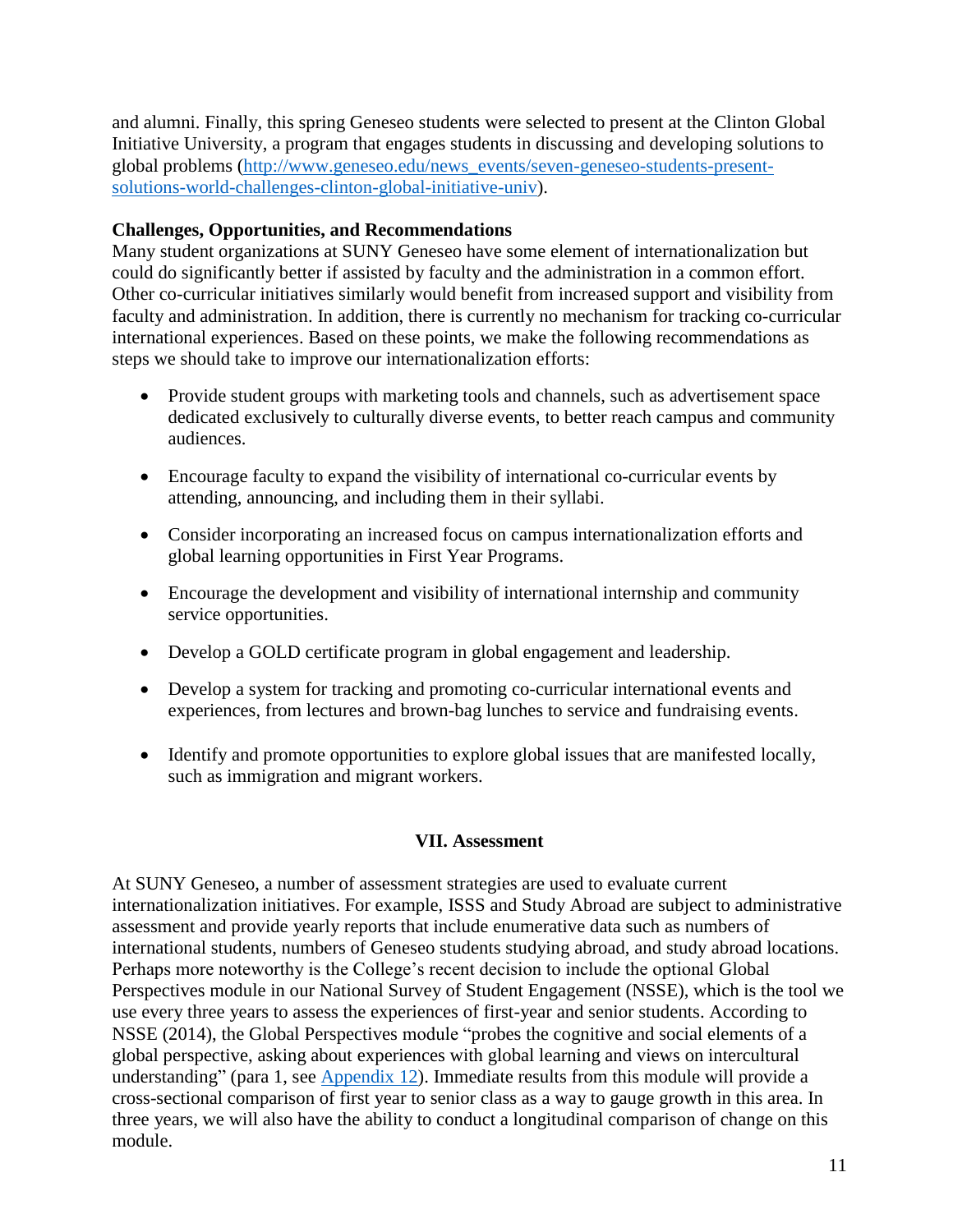and alumni. Finally, this spring Geneseo students were selected to present at the Clinton Global Initiative University, a program that engages students in discussing and developing solutions to global problems ([http://www.geneseo.edu/news_events/seven-geneseo-students-present-solutions-world-challenges-clinton-global-initiative-univ](http://www.geneseo.edu/news_events/seven-geneseo-students-present-solutions-world-challenges-clinton-global-initiative-univ)).

**Challenges, Opportunities, and Recommendations**

Many student organizations at SUNY Geneseo have some element of internationalization but could do significantly better if assisted by faculty and the administration in a common effort. Other co-curricular initiatives similarly would benefit from increased support and visibility from faculty and administration. In addition, there is currently no mechanism for tracking co-curricular international experiences. Based on these points, we make the following recommendations as steps we should take to improve our internationalization efforts:

- Provide student groups with marketing tools and channels, such as advertisement space dedicated exclusively to culturally diverse events, to better reach campus and community audiences.
- Encourage faculty to expand the visibility of international co-curricular events by attending, announcing, and including them in their syllabi.
- Consider incorporating an increased focus on campus internationalization efforts and global learning opportunities in First Year Programs.
- Encourage the development and visibility of international internship and community service opportunities.
- Develop a GOLD certificate program in global engagement and leadership.
- Develop a system for tracking and promoting co-curricular international events and experiences, from lectures and brown-bag lunches to service and fundraising events.
- Identify and promote opportunities to explore global issues that are manifested locally, such as immigration and migrant workers.

## VII. Assessment

At SUNY Geneseo, a number of assessment strategies are used to evaluate current internationalization initiatives. For example, ISSS and Study Abroad are subject to administrative assessment and provide yearly reports that include enumerative data such as numbers of international students, numbers of Geneseo students studying abroad, and study abroad locations. Perhaps more noteworthy is the College's recent decision to include the optional Global Perspectives module in our National Survey of Student Engagement (NSSE), which is the tool we use every three years to assess the experiences of first-year and senior students. According to NSSE (2014), the Global Perspectives module "probes the cognitive and social elements of a global perspective, asking about experiences with global learning and views on intercultural understanding" (para 1, see Appendix 12). Immediate results from this module will provide a cross-sectional comparison of first year to senior class as a way to gauge growth in this area. In three years, we will also have the ability to conduct a longitudinal comparison of change on this module.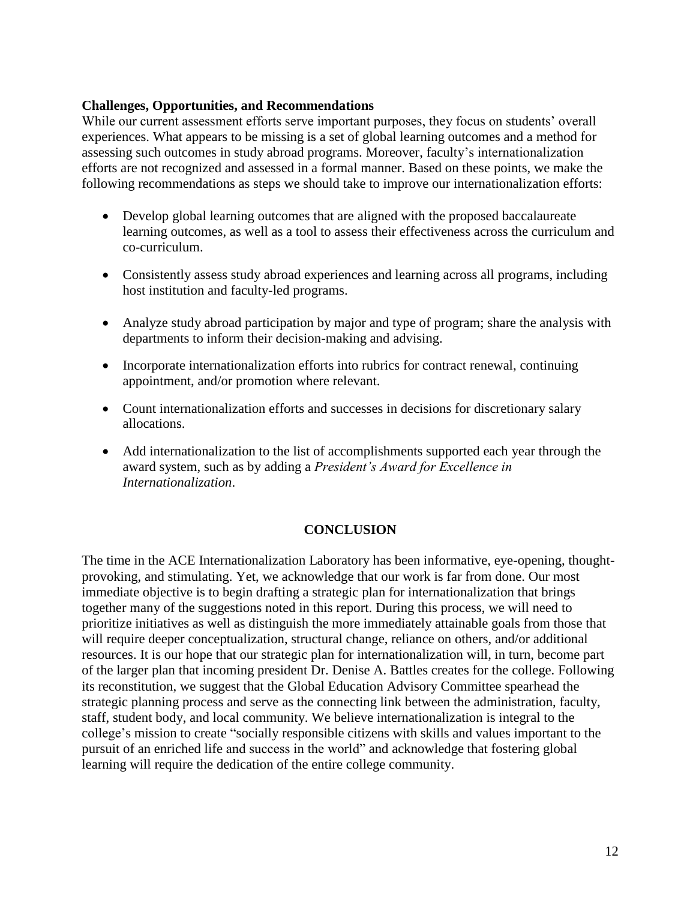**Challenges, Opportunities, and Recommendations**

While our current assessment efforts serve important purposes, they focus on students' overall experiences. What appears to be missing is a set of global learning outcomes and a method for assessing such outcomes in study abroad programs. Moreover, faculty's internationalization efforts are not recognized and assessed in a formal manner. Based on these points, we make the following recommendations as steps we should take to improve our internationalization efforts:

- Develop global learning outcomes that are aligned with the proposed baccalaureate learning outcomes, as well as a tool to assess their effectiveness across the curriculum and co-curriculum.
- Consistently assess study abroad experiences and learning across all programs, including host institution and faculty-led programs.
- Analyze study abroad participation by major and type of program; share the analysis with departments to inform their decision-making and advising.
- Incorporate internationalization efforts into rubrics for contract renewal, continuing appointment, and/or promotion where relevant.
- Count internationalization efforts and successes in decisions for discretionary salary allocations.
- Add internationalization to the list of accomplishments supported each year through the award system, such as by adding a *President's Award for Excellence in Internationalization*.

## CONCLUSION

The time in the ACE Internationalization Laboratory has been informative, eye-opening, thought-provoking, and stimulating. Yet, we acknowledge that our work is far from done. Our most immediate objective is to begin drafting a strategic plan for internationalization that brings together many of the suggestions noted in this report. During this process, we will need to prioritize initiatives as well as distinguish the more immediately attainable goals from those that will require deeper conceptualization, structural change, reliance on others, and/or additional resources. It is our hope that our strategic plan for internationalization will, in turn, become part of the larger plan that incoming president Dr. Denise A. Battles creates for the college. Following its reconstitution, we suggest that the Global Education Advisory Committee spearhead the strategic planning process and serve as the connecting link between the administration, faculty, staff, student body, and local community. We believe internationalization is integral to the college's mission to create "socially responsible citizens with skills and values important to the pursuit of an enriched life and success in the world" and acknowledge that fostering global learning will require the dedication of the entire college community.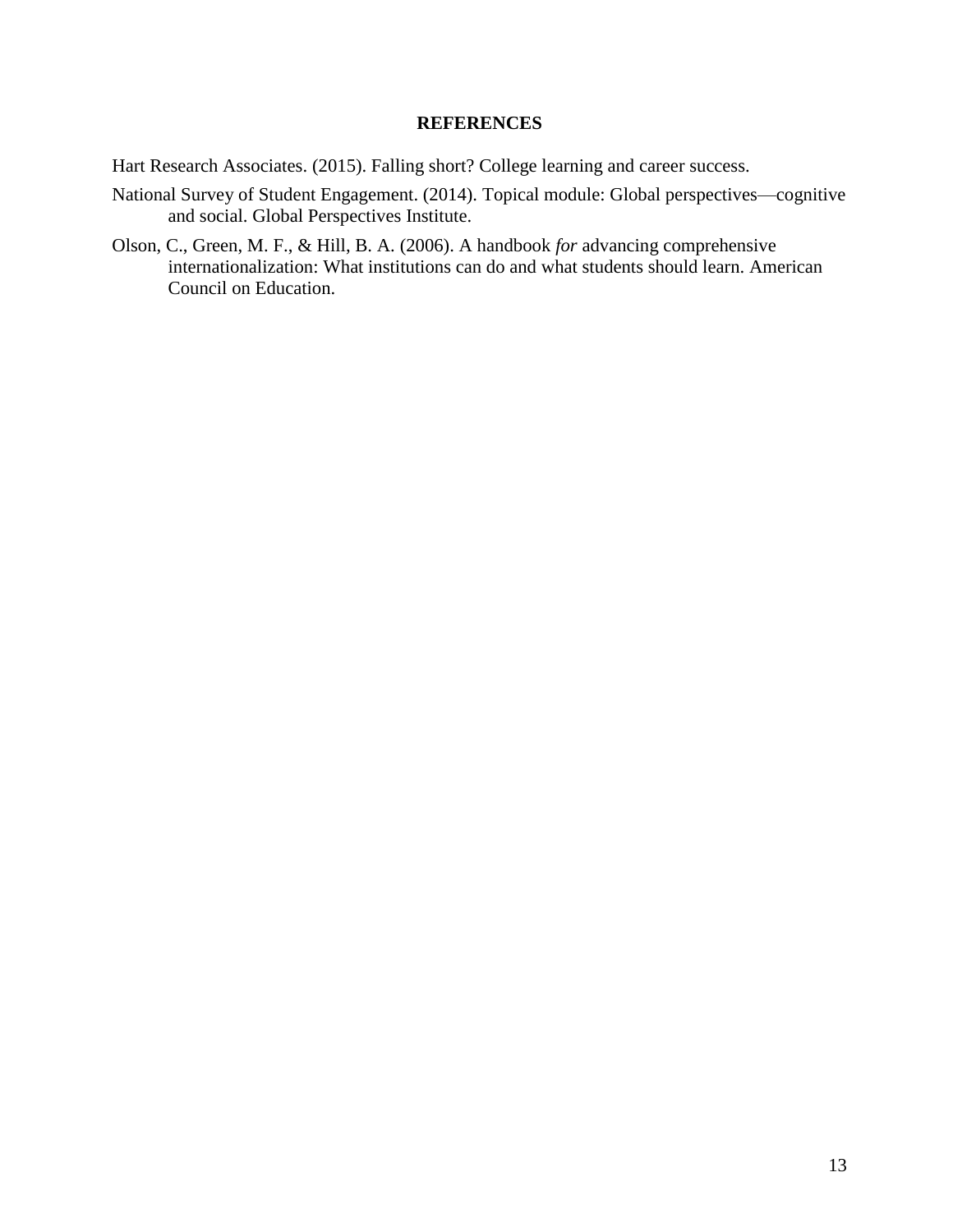## REFERENCES

Hart Research Associates. (2015). Falling short? College learning and career success.

National Survey of Student Engagement. (2014). Topical module: Global perspectives—cognitive and social. Global Perspectives Institute.

Olson, C., Green, M. F., & Hill, B. A. (2006). A handbook *for* advancing comprehensive internationalization: What institutions can do and what students should learn. American Council on Education.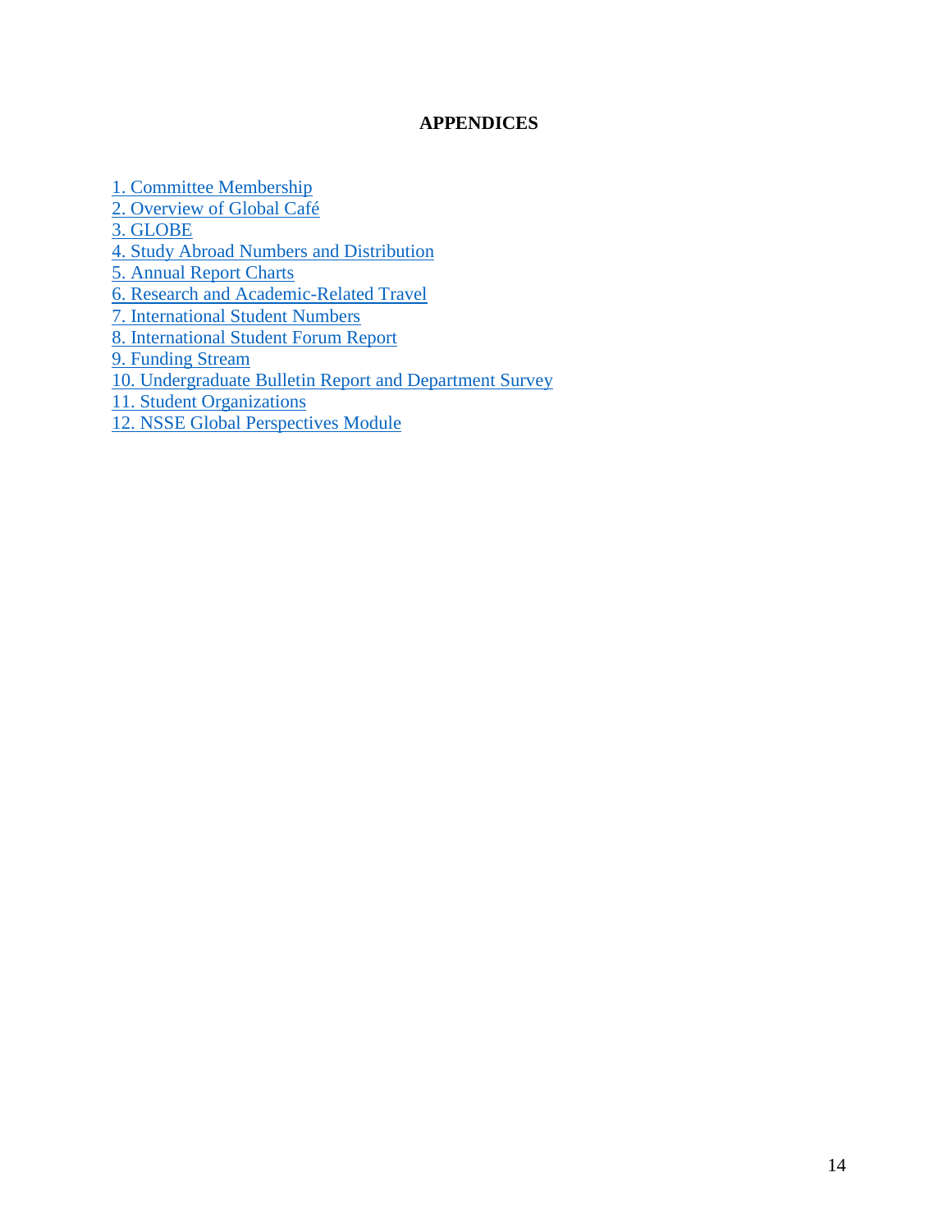# APPENDICES

1. Committee Membership
2. Overview of Global Café
3. GLOBE
4. Study Abroad Numbers and Distribution
5. Annual Report Charts
6. Research and Academic-Related Travel
7. International Student Numbers
8. International Student Forum Report
9. Funding Stream
10. Undergraduate Bulletin Report and Department Survey
11. Student Organizations
12. NSSE Global Perspectives Module